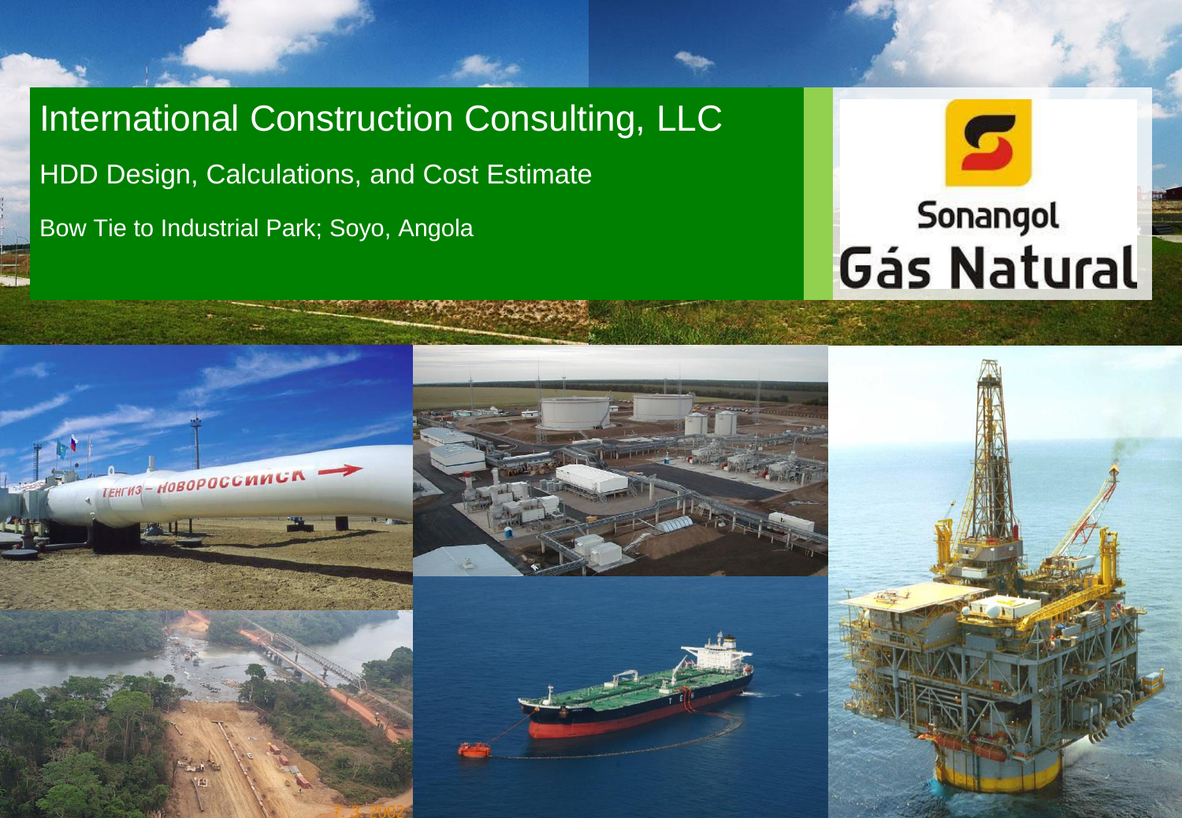# International Construction Consulting, LLC

## HDD Design, Calculations, and Cost Estimate

Bow Tie to Industrial Park; Soyo, Angola

Sonangol

Gás Natural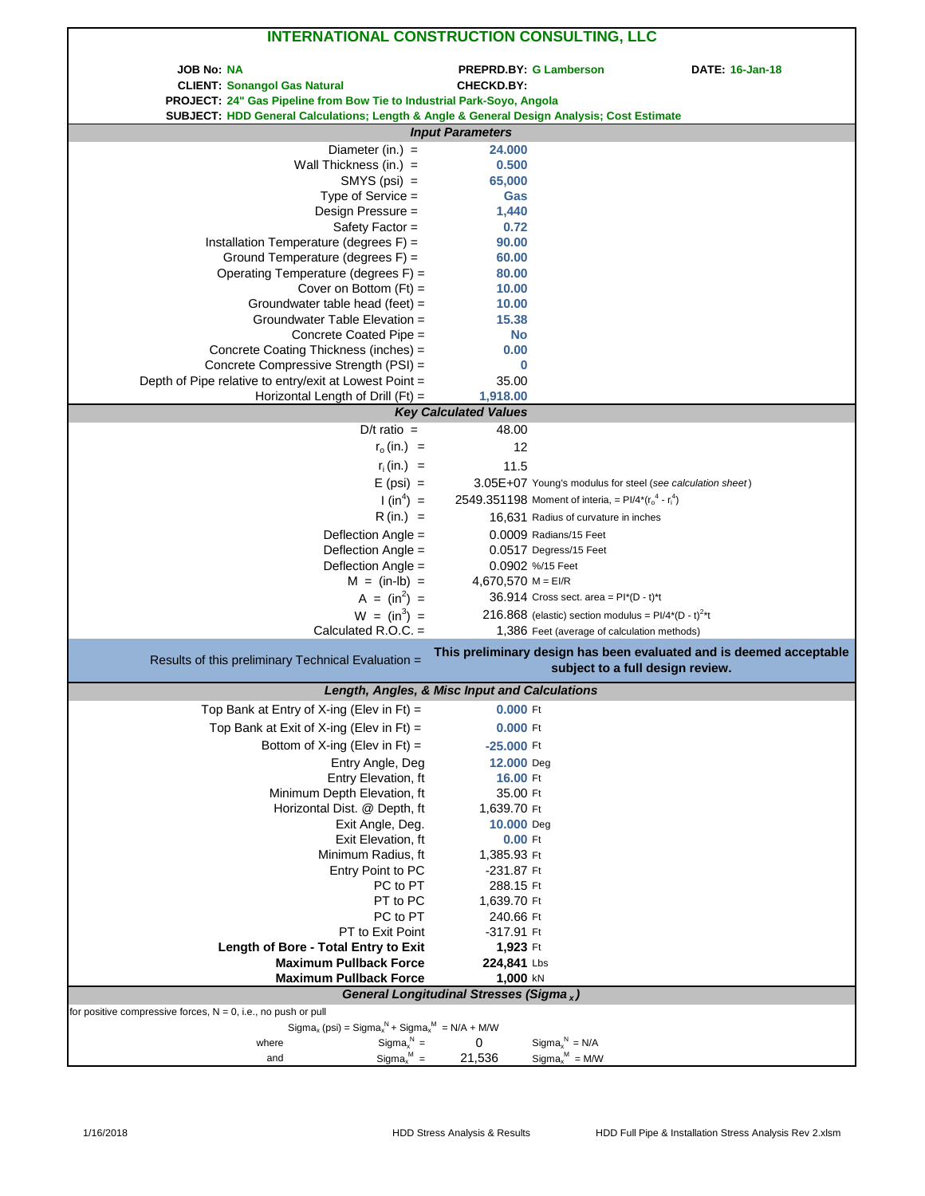# INTERNATIONAL CONSTRUCTION CONSULTING, LLC

**JOB No:** NA **PREPRD.BY:** G Lamberson **DATE:** 16-Jan-18

**CLIENT:** Sonangol Gas Natural **CHECKD.BY:**

**PROJECT:** 24" Gas Pipeline from Bow Tie to Industrial Park-Soyo, Angola

**SUBJECT:** HDD General Calculations; Length & Angle & General Design Analysis; Cost Estimate

### *Input Parameters*

| Parameter | Value |
|---|---|
| Diameter (in.) = | 24.000 |
| Wall Thickness (in.) = | 0.500 |
| SMYS (psi) = | 65,000 |
| Type of Service = | Gas |
| Design Pressure = | 1,440 |
| Safety Factor = | 0.72 |
| Installation Temperature (degrees F) = | 90.00 |
| Ground Temperature (degrees F) = | 60.00 |
| Operating Temperature (degrees F) = | 80.00 |
| Cover on Bottom (Ft) = | 10.00 |
| Groundwater table head (feet) = | 10.00 |
| Groundwater Table Elevation = | 15.38 |
| Concrete Coated Pipe = | No |
| Concrete Coating Thickness (inches) = | 0.00 |
| Concrete Compressive Strength (PSI) = | 0 |
| Depth of Pipe relative to entry/exit at Lowest Point = | 35.00 |
| Horizontal Length of Drill (Ft) = | 1,918.00 |

### *Key Calculated Values*

| Parameter | Value | Note |
|---|---|---|
| D/t ratio = | 48.00 | |
| $r_o$ (in.) = | 12 | |
| $r_i$ (in.) = | 11.5 | |
| E (psi) = | 3.05E+07 | Young's modulus for steel (*see calculation sheet*) |
| I ($in^4$) = | 2549.351198 | Moment of interia, = $PI/4*(r_o^4 - r_i^4)$ |
| R (in.) = | 16,631 | Radius of curvature in inches |
| Deflection Angle = | 0.0009 | Radians/15 Feet |
| Deflection Angle = | 0.0517 | Degress/15 Feet |
| Deflection Angle = | 0.0902 | %/15 Feet |
| M = (in-lb) = | 4,670,570 | M = EI/R |
| A = ($in^2$) = | 36.914 | Cross sect. area = PI*(D - t)*t |
| W = ($in^3$) = | 216.868 | (elastic) section modulus = $PI/4*(D - t)^2*t$ |
| Calculated R.O.C. = | 1,386 | Feet (average of calculation methods) |

Results of this preliminary Technical Evaluation = **This preliminary design has been evaluated and is deemed acceptable subject to a full design review.**

### *Length, Angles, & Misc Input and Calculations*

| Parameter | Value |
|---|---|
| Top Bank at Entry of X-ing (Elev in Ft) = | 0.000 Ft |
| Top Bank at Exit of X-ing (Elev in Ft) = | 0.000 Ft |
| Bottom of X-ing (Elev in Ft) = | -25.000 Ft |
| Entry Angle, Deg | 12.000 Deg |
| Entry Elevation, ft | 16.00 Ft |
| Minimum Depth Elevation, ft | 35.00 Ft |
| Horizontal Dist. @ Depth, ft | 1,639.70 Ft |
| Exit Angle, Deg. | 10.000 Deg |
| Exit Elevation, ft | 0.00 Ft |
| Minimum Radius, ft | 1,385.93 Ft |
| Entry Point to PC | -231.87 Ft |
| PC to PT | 288.15 Ft |
| PT to PC | 1,639.70 Ft |
| PC to PT | 240.66 Ft |
| PT to Exit Point | -317.91 Ft |
| **Length of Bore - Total Entry to Exit** | **1,923** Ft |
| **Maximum Pullback Force** | **224,841** Lbs |
| **Maximum Pullback Force** | **1,000** kN |

### *General Longitudinal Stresses ($Sigma_x$)*

for positive compressive forces, N = 0, i.e., no push or pull

$Sigma_x$ (psi) = $Sigma_x^N + Sigma_x^M$ = N/A + M/W

| | | | |
|---|---|---|---|
| where | $Sigma_x^N$ = | 0 | $Sigma_x^N$ = N/A |
| and | $Sigma_x^M$ = | 21,536 | $Sigma_x^M$ = M/W |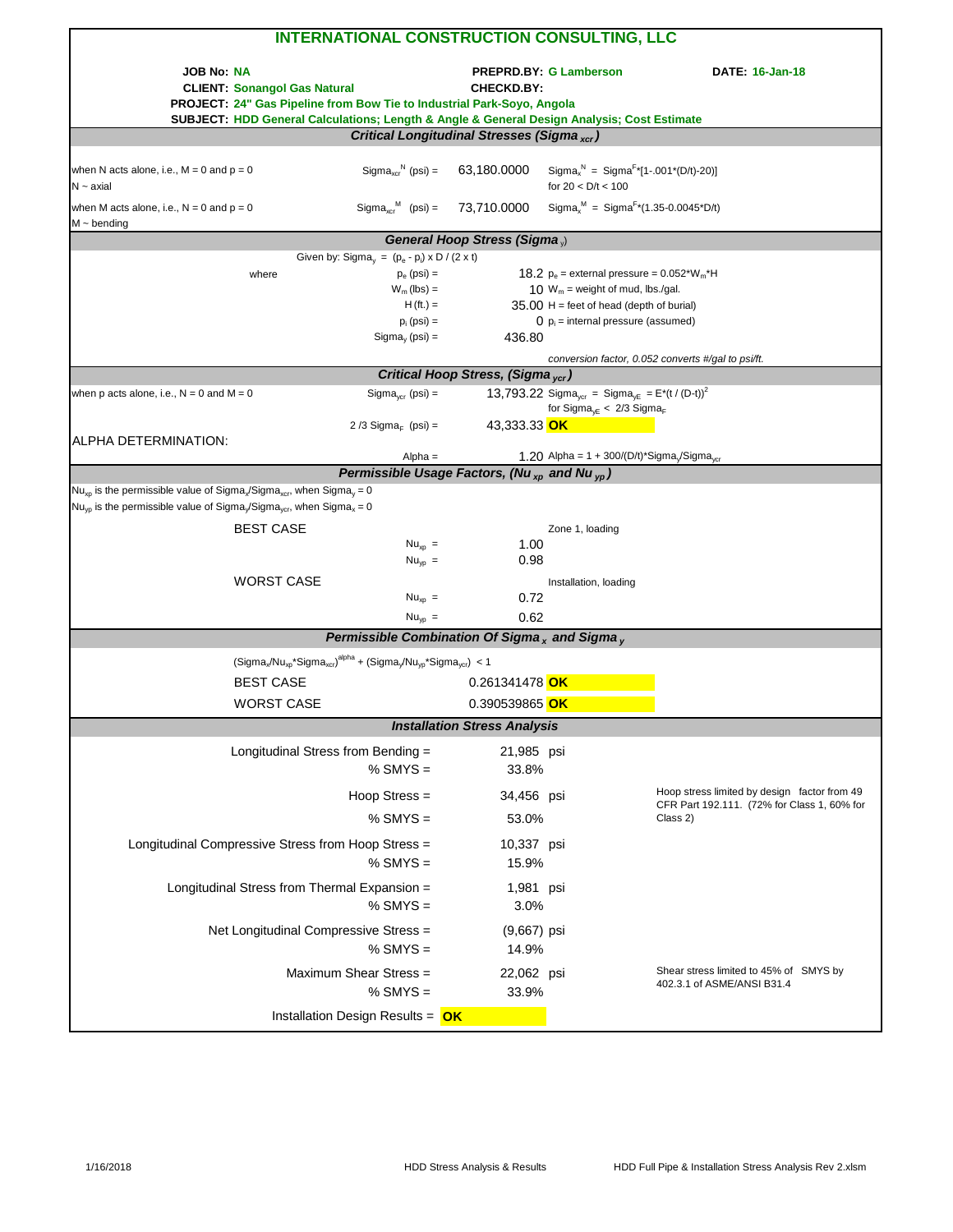# INTERNATIONAL CONSTRUCTION CONSULTING, LLC

**JOB No:** NA
**CLIENT:** Sonangol Gas Natural
**PREPRD.BY:** G Lamberson
**CHECKD.BY:**
**DATE:** 16-Jan-18
**PROJECT:** 24" Gas Pipeline from Bow Tie to Industrial Park-Soyo, Angola
**SUBJECT:** HDD General Calculations; Length & Angle & General Design Analysis; Cost Estimate

## Critical Longitudinal Stresses ($Sigma_{xcr}$)

| | | | |
|---|---|---|---|
| when N acts alone, i.e., M = 0 and p = 0<br>N ~ axial | $Sigma_{xcr}^{N}$ (psi) = | 63,180.0000 | $Sigma_x^N = Sigma^F*[1-.001*(D/t)-20)]$<br>for 20 < D/t < 100 |
| when M acts alone, i.e., N = 0 and p = 0<br>M ~ bending | $Sigma_{xcr}^{M}$ (psi) = | 73,710.0000 | $Sigma_x^M = Sigma^F*(1.35-0.0045*D/t)$ |

## General Hoop Stress ($Sigma_y$)

Given by: $Sigma_y = (p_e - p_i) \times D / (2 \times t)$

| | | | |
|---|---|---|---|
| where | $p_e$ (psi) = | 18.2 | $p_e$ = external pressure = $0.052*W_m*H$ |
| | $W_m$ (lbs) = | 10 | $W_m$ = weight of mud, lbs./gal. |
| | H (ft.) = | 35.00 | H = feet of head (depth of burial) |
| | $p_i$ (psi) = | 0 | $p_i$ = internal pressure (assumed) |
| | $Sigma_y$ (psi) = | 436.80 | |

conversion factor, 0.052 converts #/gal to psi/ft.

## Critical Hoop Stress, ($Sigma_{ycr}$)

| | | | |
|---|---|---|---|
| when p acts alone, i.e., N = 0 and M = 0 | $Sigma_{ycr}$ (psi) = | 13,793.22 | $Sigma_{ycr} = Sigma_{yE} = E*(t / (D-t))^2$<br>for $Sigma_{yE}$ < 2/3 $Sigma_F$ |
| | 2 /3 $Sigma_F$ (psi) = | 43,333.33 | **OK** |

ALPHA DETERMINATION:

| | | |
|---|---|---|
| Alpha = | 1.20 | Alpha = 1 + 300/(D/t)*$Sigma_y$/$Sigma_{ycr}$ |

## Permissible Usage Factors, ($Nu_{xp}$ and $Nu_{yp}$)

$Nu_{xp}$ is the permissible value of $Sigma_x$/$Sigma_{xcr}$, when $Sigma_y$ = 0
$Nu_{yp}$ is the permissible value of $Sigma_y$/$Sigma_{ycr}$, when $Sigma_x$ = 0

| | | | |
|---|---|---|---|
| BEST CASE | | | Zone 1, loading |
| | $Nu_{xp}$ = | 1.00 | |
| | $Nu_{yp}$ = | 0.98 | |
| WORST CASE | | | Installation, loading |
| | $Nu_{xp}$ = | 0.72 | |
| | $Nu_{yp}$ = | 0.62 | |

## Permissible Combination Of $Sigma_x$ and $Sigma_y$

$(Sigma_x/Nu_{xp}*Sigma_{xcr})^{alpha} + (Sigma_y/Nu_{yp}*Sigma_{ycr}) < 1$

| | | |
|---|---|---|
| BEST CASE | 0.261341478 | **OK** |
| WORST CASE | 0.390539865 | **OK** |

## Installation Stress Analysis

| | | | |
|---|---|---|---|
| Longitudinal Stress from Bending = | 21,985 | psi | |
| % SMYS = | 33.8% | | |
| Hoop Stress = | 34,456 | psi | Hoop stress limited by design factor from 49 CFR Part 192.111. (72% for Class 1, 60% for Class 2) |
| % SMYS = | 53.0% | | |
| Longitudinal Compressive Stress from Hoop Stress = | 10,337 | psi | |
| % SMYS = | 15.9% | | |
| Longitudinal Stress from Thermal Expansion = | 1,981 | psi | |
| % SMYS = | 3.0% | | |
| Net Longitudinal Compressive Stress = | (9,667) | psi | |
| % SMYS = | 14.9% | | |
| Maximum Shear Stress = | 22,062 | psi | Shear stress limited to 45% of SMYS by 402.3.1 of ASME/ANSI B31.4 |
| % SMYS = | 33.9% | | |

Installation Design Results = **OK**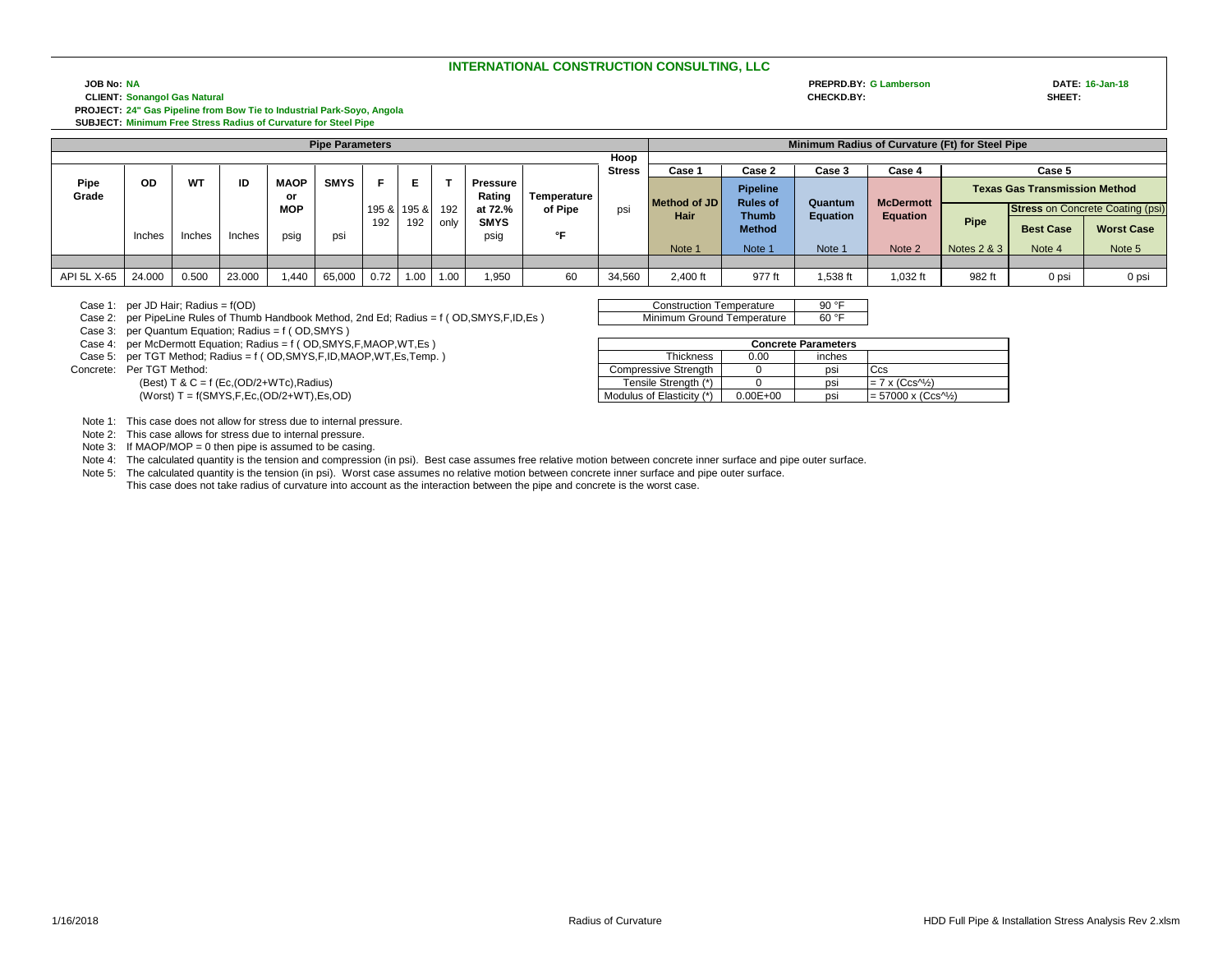# INTERNATIONAL CONSTRUCTION CONSULTING, LLC

**JOB No:** NA
**CLIENT:** Sonangol Gas Natural
**PROJECT:** 24" Gas Pipeline from Bow Tie to Industrial Park-Soyo, Angola
**SUBJECT:** Minimum Free Stress Radius of Curvature for Steel Pipe

**PREPRD.BY:** G Lamberson
**CHECKD.BY:**
**DATE:** 16-Jan-18
**SHEET:**

| Pipe Parameters | | | | | | | | | | | Hoop | Minimum Radius of Curvature (Ft) for Steel Pipe | | | | | | |
|---|---|---|---|---|---|---|---|---|---|---|---|---|---|---|---|---|---|---|
| Pipe Grade | OD | WT | ID | MAOP or MOP | SMYS | F | E | T | Pressure Rating at 72.% SMYS | Temperature of Pipe | Stress | Case 1 | Case 2 | Case 3 | Case 4 | Case 5 | | |
| | | | | | | | | | | | | Method of JD Hair | Pipeline Rules of Thumb Method | Quantum Equation | McDermott Equation | Texas Gas Transmission Method | | |
| | | | | | | 195 & 192 | 195 & 192 | 192 only | | | | | | | | Pipe | Stress on Concrete Coating (psi) | |
| | | | | | | | | | | | | | | | | | Best Case | Worst Case |
| | Inches | Inches | Inches | psig | psi | | | | psig | °F | psi | Note 1 | Note 1 | Note 1 | Note 2 | Notes 2 & 3 | Note 4 | Note 5 |
| API 5L X-65 | 24.000 | 0.500 | 23.000 | 1,440 | 65,000 | 0.72 | 1.00 | 1.00 | 1,950 | 60 | 34,560 | 2,400 ft | 977 ft | 1,538 ft | 1,032 ft | 982 ft | 0 psi | 0 psi |

Case 1: per JD Hair; Radius = f(OD)
Case 2: per PipeLine Rules of Thumb Handbook Method, 2nd Ed; Radius = f ( OD,SMYS,F,ID,Es )
Case 3: per Quantum Equation; Radius = f ( OD,SMYS )
Case 4: per McDermott Equation; Radius = f ( OD,SMYS,F,MAOP,WT,Es )
Case 5: per TGT Method; Radius = f ( OD,SMYS,F,ID,MAOP,WT,Es,Temp. )
Concrete: Per TGT Method:
(Best) T & C = f (Ec,(OD/2+WTc),Radius)
(Worst) T = f(SMYS,F,Ec,(OD/2+WT),Es,OD)

| Construction Temperature | 90 °F |
|---|---|
| Minimum Ground Temperature | 60 °F |

| Concrete Parameters | | | |
|---|---|---|---|
| Thickness | 0.00 | inches | |
| Compressive Strength | 0 | psi | Ccs |
| Tensile Strength (*) | 0 | psi | = 7 x (Ccs^½) |
| Modulus of Elasticity (*) | 0.00E+00 | psi | = 57000 x (Ccs^½) |

Note 1: This case does not allow for stress due to internal pressure.
Note 2: This case allows for stress due to internal pressure.
Note 3: If MAOP/MOP = 0 then pipe is assumed to be casing.
Note 4: The calculated quantity is the tension and compression (in psi). Best case assumes free relative motion between concrete inner surface and pipe outer surface.
Note 5: The calculated quantity is the tension (in psi). Worst case assumes no relative motion between concrete inner surface and pipe outer surface.
This case does not take radius of curvature into account as the interaction between the pipe and concrete is the worst case.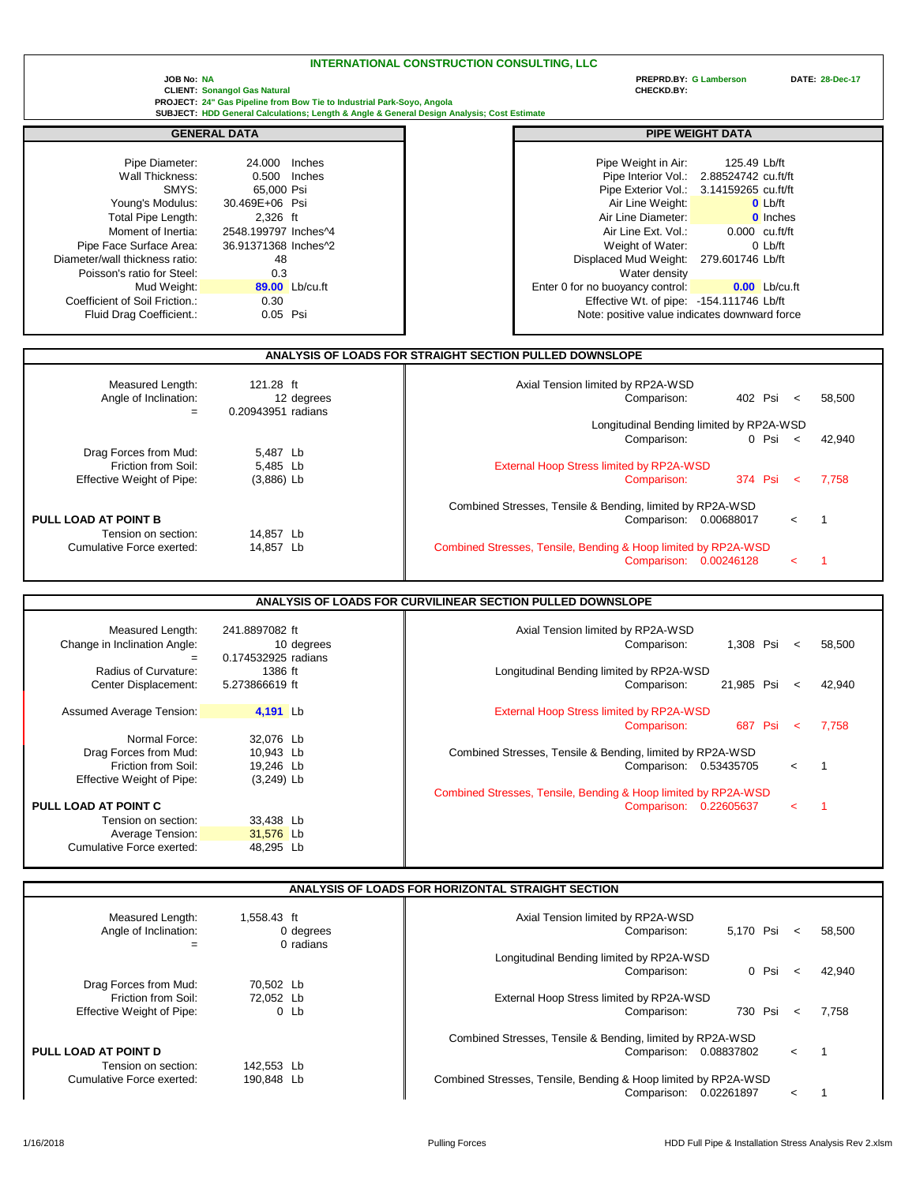# INTERNATIONAL CONSTRUCTION CONSULTING, LLC

**JOB No:** NA
**CLIENT:** Sonangol Gas Natural
**PROJECT:** 24" Gas Pipeline from Bow Tie to Industrial Park-Soyo, Angola
**SUBJECT:** HDD General Calculations; Length & Angle & General Design Analysis; Cost Estimate

**PREPRD.BY:** G Lamberson
**CHECKD.BY:**
**DATE:** 28-Dec-17

## GENERAL DATA

| | | |
|---|---|---|
| Pipe Diameter: | 24.000 | Inches |
| Wall Thickness: | 0.500 | Inches |
| SMYS: | 65,000 | Psi |
| Young's Modulus: | 30.469E+06 | Psi |
| Total Pipe Length: | 2,326 | ft |
| Moment of Inertia: | 2548.199797 | Inches^4 |
| Pipe Face Surface Area: | 36.91371368 | Inches^2 |
| Diameter/wall thickness ratio: | 48 | |
| Poisson's ratio for Steel: | 0.3 | |
| Mud Weight: | **89.00** | Lb/cu.ft |
| Coefficient of Soil Friction.: | 0.30 | |
| Fluid Drag Coefficient.: | 0.05 | Psi |

## PIPE WEIGHT DATA

| | | |
|---|---|---|
| Pipe Weight in Air: | 125.49 | Lb/ft |
| Pipe Interior Vol.: | 2.88524742 | cu.ft/ft |
| Pipe Exterior Vol.: | 3.14159265 | cu.ft/ft |
| Air Line Weight: | **0** | Lb/ft |
| Air Line Diameter: | **0** | Inches |
| Air Line Ext. Vol.: | 0.000 | cu.ft/ft |
| Weight of Water: | 0 | Lb/ft |
| Displaced Mud Weight: | 279.601746 | Lb/ft |
| Water density | | |
| Enter 0 for no buoyancy control: | **0.00** | Lb/cu.ft |
| Effective Wt. of pipe: | -154.111746 | Lb/ft |

Note: positive value indicates downward force

## ANALYSIS OF LOADS FOR STRAIGHT SECTION PULLED DOWNSLOPE

| | | |
|---|---|---|
| Measured Length: | 121.28 | ft |
| Angle of Inclination: | 12 | degrees |
| = | 0.20943951 | radians |
| Drag Forces from Mud: | 5,487 | Lb |
| Friction from Soil: | 5,485 | Lb |
| Effective Weight of Pipe: | (3,886) | Lb |

**PULL LOAD AT POINT B**

| | | |
|---|---|---|
| Tension on section: | 14,857 | Lb |
| Cumulative Force exerted: | 14,857 | Lb |

| Limit | Comparison | | | |
|---|---|---|---|---|
| Axial Tension limited by RP2A-WSD | 402 | Psi | < | 58,500 |
| Longitudinal Bending limited by RP2A-WSD | 0 | Psi | < | 42,940 |
| External Hoop Stress limited by RP2A-WSD | 374 | Psi | < | 7,758 |
| Combined Stresses, Tensile & Bending, limited by RP2A-WSD | 0.00688017 | | < | 1 |
| Combined Stresses, Tensile, Bending & Hoop limited by RP2A-WSD | 0.00246128 | | < | 1 |

## ANALYSIS OF LOADS FOR CURVILINEAR SECTION PULLED DOWNSLOPE

| | | |
|---|---|---|
| Measured Length: | 241.8897082 | ft |
| Change in Inclination Angle: | 10 | degrees |
| = | 0.174532925 | radians |
| Radius of Curvature: | 1386 | ft |
| Center Displacement: | 5.273866619 | ft |
| Assumed Average Tension: | **4,191** | Lb |
| Normal Force: | 32,076 | Lb |
| Drag Forces from Mud: | 10,943 | Lb |
| Friction from Soil: | 19,246 | Lb |
| Effective Weight of Pipe: | (3,249) | Lb |

**PULL LOAD AT POINT C**

| | | |
|---|---|---|
| Tension on section: | 33,438 | Lb |
| Average Tension: | 31,576 | Lb |
| Cumulative Force exerted: | 48,295 | Lb |

| Limit | Comparison | | | |
|---|---|---|---|---|
| Axial Tension limited by RP2A-WSD | 1,308 | Psi | < | 58,500 |
| Longitudinal Bending limited by RP2A-WSD | 21,985 | Psi | < | 42,940 |
| External Hoop Stress limited by RP2A-WSD | 687 | Psi | < | 7,758 |
| Combined Stresses, Tensile & Bending, limited by RP2A-WSD | 0.53435705 | | < | 1 |
| Combined Stresses, Tensile, Bending & Hoop limited by RP2A-WSD | 0.22605637 | | < | 1 |

## ANALYSIS OF LOADS FOR HORIZONTAL STRAIGHT SECTION

| | | |
|---|---|---|
| Measured Length: | 1,558.43 | ft |
| Angle of Inclination: | 0 | degrees |
| = | 0 | radians |
| Drag Forces from Mud: | 70,502 | Lb |
| Friction from Soil: | 72,052 | Lb |
| Effective Weight of Pipe: | 0 | Lb |

**PULL LOAD AT POINT D**

| | | |
|---|---|---|
| Tension on section: | 142,553 | Lb |
| Cumulative Force exerted: | 190,848 | Lb |

| Limit | Comparison | | | |
|---|---|---|---|---|
| Axial Tension limited by RP2A-WSD | 5,170 | Psi | < | 58,500 |
| Longitudinal Bending limited by RP2A-WSD | 0 | Psi | < | 42,940 |
| External Hoop Stress limited by RP2A-WSD | 730 | Psi | < | 7,758 |
| Combined Stresses, Tensile & Bending, limited by RP2A-WSD | 0.08837802 | | < | 1 |
| Combined Stresses, Tensile, Bending & Hoop limited by RP2A-WSD | 0.02261897 | | < | 1 |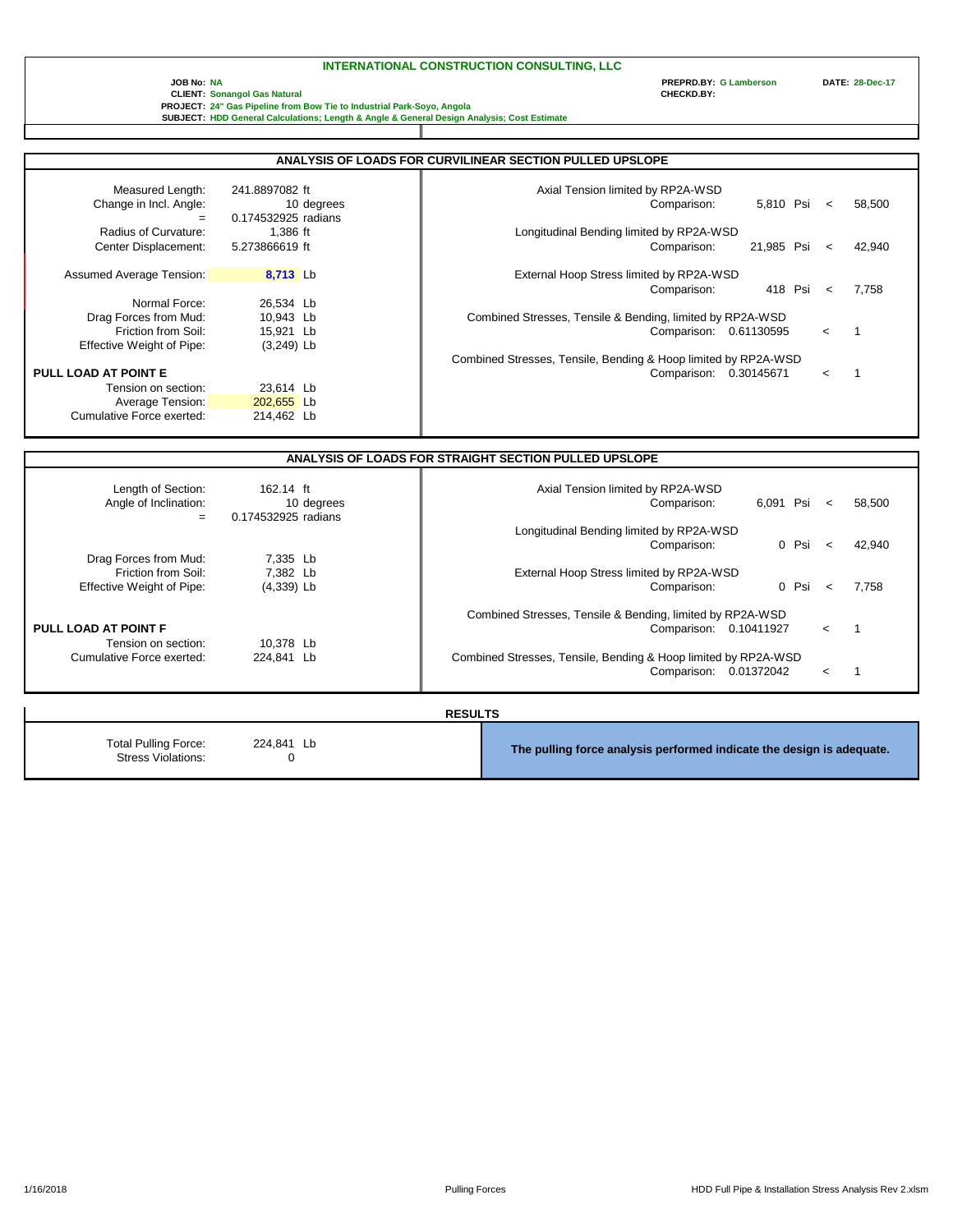**INTERNATIONAL CONSTRUCTION CONSULTING, LLC**

**JOB No:** NA
**CLIENT:** Sonangol Gas Natural
**PROJECT:** 24" Gas Pipeline from Bow Tie to Industrial Park-Soyo, Angola
**SUBJECT:** HDD General Calculations; Length & Angle & General Design Analysis; Cost Estimate

**PREPRD.BY:** G Lamberson **DATE:** 28-Dec-17
**CHECKD.BY:**

## ANALYSIS OF LOADS FOR CURVILINEAR SECTION PULLED UPSLOPE

| | | |
|---|---|---|
| Measured Length: | 241.8897082 | ft |
| Change in Incl. Angle: | 10 | degrees |
| = | 0.174532925 | radians |
| Radius of Curvature: | 1,386 | ft |
| Center Displacement: | 5.273866619 | ft |
| Assumed Average Tension: | **8,713** | Lb |
| Normal Force: | 26,534 | Lb |
| Drag Forces from Mud: | 10,943 | Lb |
| Friction from Soil: | 15,921 | Lb |
| Effective Weight of Pipe: | (3,249) | Lb |

**PULL LOAD AT POINT E**

| | | |
|---|---|---|
| Tension on section: | 23,614 | Lb |
| Average Tension: | 202,655 | Lb |
| Cumulative Force exerted: | 214,462 | Lb |

| Check | Comparison | | | Limit |
|---|---|---|---|---|
| Axial Tension limited by RP2A-WSD | 5,810 | Psi | < | 58,500 |
| Longitudinal Bending limited by RP2A-WSD | 21,985 | Psi | < | 42,940 |
| External Hoop Stress limited by RP2A-WSD | 418 | Psi | < | 7,758 |
| Combined Stresses, Tensile & Bending, limited by RP2A-WSD | 0.61130595 | | < | 1 |
| Combined Stresses, Tensile, Bending & Hoop limited by RP2A-WSD | 0.30145671 | | < | 1 |

## ANALYSIS OF LOADS FOR STRAIGHT SECTION PULLED UPSLOPE

| | | |
|---|---|---|
| Length of Section: | 162.14 | ft |
| Angle of Inclination: | 10 | degrees |
| = | 0.174532925 | radians |
| Drag Forces from Mud: | 7,335 | Lb |
| Friction from Soil: | 7,382 | Lb |
| Effective Weight of Pipe: | (4,339) | Lb |

**PULL LOAD AT POINT F**

| | | |
|---|---|---|
| Tension on section: | 10,378 | Lb |
| Cumulative Force exerted: | 224,841 | Lb |

| Check | Comparison | | | Limit |
|---|---|---|---|---|
| Axial Tension limited by RP2A-WSD | 6,091 | Psi | < | 58,500 |
| Longitudinal Bending limited by RP2A-WSD | 0 | Psi | < | 42,940 |
| External Hoop Stress limited by RP2A-WSD | 0 | Psi | < | 7,758 |
| Combined Stresses, Tensile & Bending, limited by RP2A-WSD | 0.10411927 | | < | 1 |
| Combined Stresses, Tensile, Bending & Hoop limited by RP2A-WSD | 0.01372042 | | < | 1 |

## RESULTS

| | | |
|---|---|---|
| Total Pulling Force: | 224,841 | Lb |
| Stress Violations: | 0 | |

**The pulling force analysis performed indicate the design is adequate.**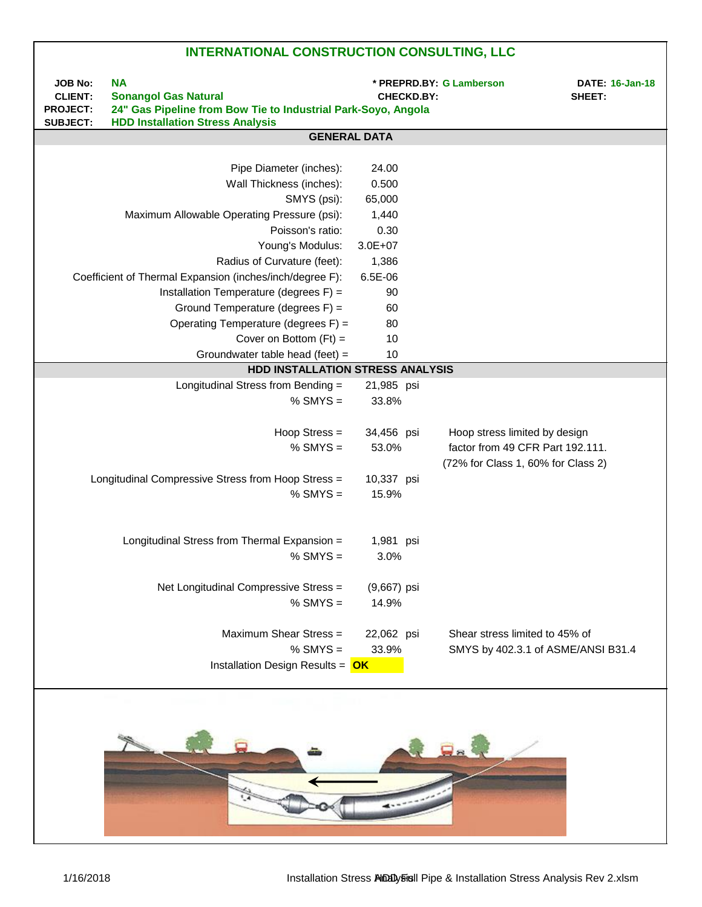# INTERNATIONAL CONSTRUCTION CONSULTING, LLC

**JOB No:** NA  
**CLIENT:** Sonangol Gas Natural  
**PROJECT:** 24" Gas Pipeline from Bow Tie to Industrial Park-Soyo, Angola  
**SUBJECT:** HDD Installation Stress Analysis

**\* PREPRD.BY:** G Lamberson  
**CHECKD.BY:**  
**DATE:** 16-Jan-18  
**SHEET:**

## GENERAL DATA

| Parameter | Value |
|---|---|
| Pipe Diameter (inches): | 24.00 |
| Wall Thickness (inches): | 0.500 |
| SMYS (psi): | 65,000 |
| Maximum Allowable Operating Pressure (psi): | 1,440 |
| Poisson's ratio: | 0.30 |
| Young's Modulus: | 3.0E+07 |
| Radius of Curvature (feet): | 1,386 |
| Coefficient of Thermal Expansion (inches/inch/degree F): | 6.5E-06 |
| Installation Temperature (degrees F) = | 90 |
| Ground Temperature (degrees F) = | 60 |
| Operating Temperature (degrees F) = | 80 |
| Cover on Bottom (Ft) = | 10 |
| Groundwater table head (feet) = | 10 |

## HDD INSTALLATION STRESS ANALYSIS

| Item | Value | Notes |
|---|---|---|
| Longitudinal Stress from Bending = | 21,985 psi | |
| % SMYS = | 33.8% | |
| Hoop Stress = | 34,456 psi | Hoop stress limited by design factor from 49 CFR Part 192.111. |
| % SMYS = | 53.0% | (72% for Class 1, 60% for Class 2) |
| Longitudinal Compressive Stress from Hoop Stress = | 10,337 psi | |
| % SMYS = | 15.9% | |
| Longitudinal Stress from Thermal Expansion = | 1,981 psi | |
| % SMYS = | 3.0% | |
| Net Longitudinal Compressive Stress = | (9,667) psi | |
| % SMYS = | 14.9% | |
| Maximum Shear Stress = | 22,062 psi | Shear stress limited to 45% of SMYS by 402.3.1 of ASME/ANSI B31.4 |
| % SMYS = | 33.9% | |
| Installation Design Results = | **OK** | |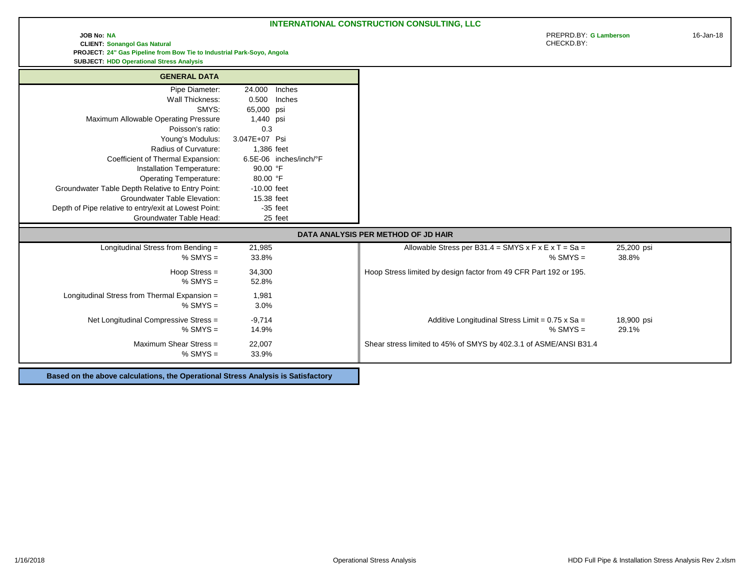# INTERNATIONAL CONSTRUCTION CONSULTING, LLC

**JOB No:** NA
**CLIENT:** Sonangol Gas Natural
**PROJECT:** 24" Gas Pipeline from Bow Tie to Industrial Park-Soyo, Angola
**SUBJECT:** HDD Operational Stress Analysis

PREPRD.BY: G Lamberson
CHECKD.BY:

16-Jan-18

## GENERAL DATA

| Parameter | Value | Units |
|---|---|---|
| Pipe Diameter: | 24.000 | Inches |
| Wall Thickness: | 0.500 | Inches |
| SMYS: | 65,000 | psi |
| Maximum Allowable Operating Pressure | 1,440 | psi |
| Poisson's ratio: | 0.3 | |
| Young's Modulus: | 3.047E+07 | Psi |
| Radius of Curvature: | 1,386 | feet |
| Coefficient of Thermal Expansion: | 6.5E-06 | inches/inch/°F |
| Installation Temperature: | 90.00 | °F |
| Operating Temperature: | 80.00 | °F |
| Groundwater Table Depth Relative to Entry Point: | -10.00 | feet |
| Groundwater Table Elevation: | 15.38 | feet |
| Depth of Pipe relative to entry/exit at Lowest Point: | -35 | feet |
| Groundwater Table Head: | 25 | feet |

## DATA ANALYSIS PER METHOD OF JD HAIR

| Stress | Value | Limit / Note | Value |
|---|---|---|---|
| Longitudinal Stress from Bending = | 21,985 | Allowable Stress per B31.4 = SMYS x F x E x T = Sa = | 25,200 psi |
| % SMYS = | 33.8% | % SMYS = | 38.8% |
| Hoop Stress = | 34,300 | Hoop Stress limited by design factor from 49 CFR Part 192 or 195. | |
| % SMYS = | 52.8% | | |
| Longitudinal Stress from Thermal Expansion = | 1,981 | | |
| % SMYS = | 3.0% | | |
| Net Longitudinal Compressive Stress = | -9,714 | Additive Longitudinal Stress Limit = 0.75 x Sa = | 18,900 psi |
| % SMYS = | 14.9% | % SMYS = | 29.1% |
| Maximum Shear Stress = | 22,007 | Shear stress limited to 45% of SMYS by 402.3.1 of ASME/ANSI B31.4 | |
| % SMYS = | 33.9% | | |

**Based on the above calculations, the Operational Stress Analysis is Satisfactory**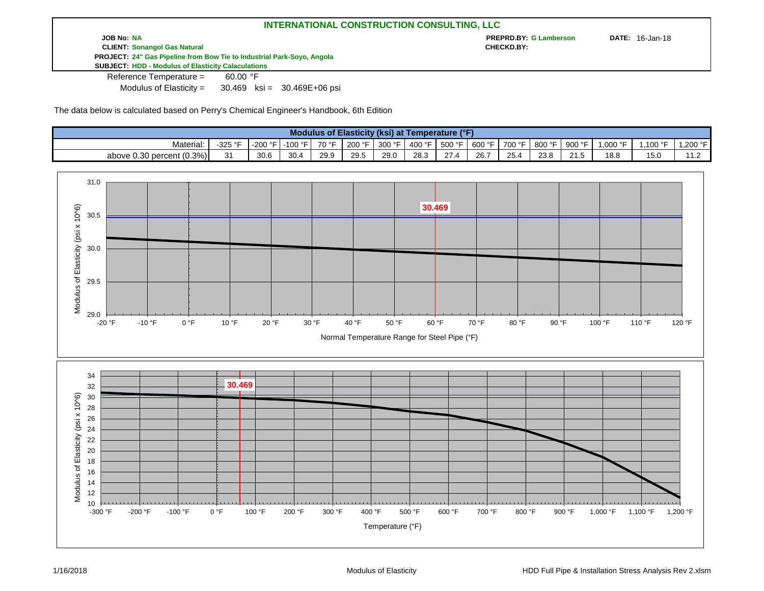**INTERNATIONAL CONSTRUCTION CONSULTING, LLC**

**JOB No:** NA **PREPRD.BY:** G Lamberson **DATE:** 16-Jan-18
**CLIENT:** Sonangol Gas Natural **CHECKD.BY:**
**PROJECT:** 24" Gas Pipeline from Bow Tie to Industrial Park-Soyo, Angola
**SUBJECT:** HDD - Modulus of Elasticity Calaculations

Reference Temperature = 60.00 °F
Modulus of Elasticity = 30.469 ksi = 30.469E+06 psi

The data below is calculated based on Perry's Chemical Engineer's Handbook, 6th Edition

| Modulus of Elasticity (ksi) at Temperature (°F) | | | | | | | | | | | | | | | |
|---|---|---|---|---|---|---|---|---|---|---|---|---|---|---|---|
| Material: | -325 °F | -200 °F | -100 °F | 70 °F | 200 °F | 300 °F | 400 °F | 500 °F | 600 °F | 700 °F | 800 °F | 900 °F | 1,000 °F | 1,100 °F | 1,200 °F |
| above 0.30 percent (0.3%) | 31 | 30.6 | 30.4 | 29.9 | 29.5 | 29.0 | 28.3 | 27.4 | 26.7 | 25.4 | 23.8 | 21.5 | 18.8 | 15.0 | 11.2 |

Modulus of Elasticity (psi x 10^6) vs. Normal Temperature Range for Steel Pipe (°F) — marked value: 30.469

Modulus of Elasticity (psi x 10^6) vs. Temperature (°F) — marked value: 30.469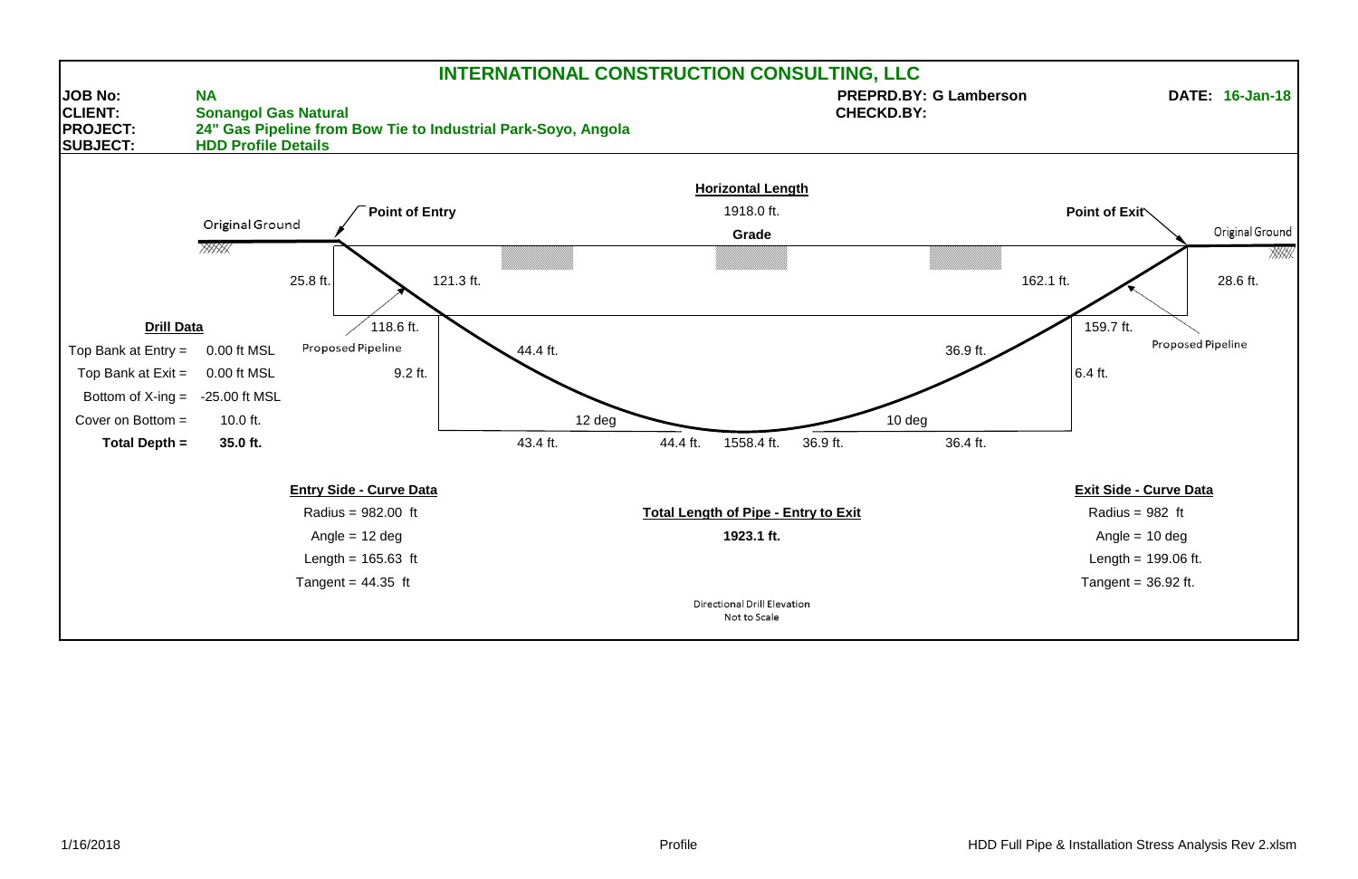# INTERNATIONAL CONSTRUCTION CONSULTING, LLC

**JOB No:** NA
**CLIENT:** Sonangol Gas Natural
**PROJECT:** 24" Gas Pipeline from Bow Tie to Industrial Park-Soyo, Angola
**SUBJECT:** HDD Profile Details

**PREPRD.BY:** G Lamberson
**CHECKD.BY:**
**DATE:** 16-Jan-18

**Horizontal Length**
1918.0 ft.

Grade

Point of Entry

Point of Exit

Original Ground

Original Ground

25.8 ft.

121.3 ft.

162.1 ft.

28.6 ft.

118.6 ft.

159.7 ft.

Proposed Pipeline

Proposed Pipeline

44.4 ft.

36.9 ft.

9.2 ft.

6.4 ft.

12 deg

10 deg

43.4 ft.

44.4 ft.

1558.4 ft.

36.9 ft.

36.4 ft.

**Drill Data**

| | |
|---|---|
| Top Bank at Entry = | 0.00 ft MSL |
| Top Bank at Exit = | 0.00 ft MSL |
| Bottom of X-ing = | -25.00 ft MSL |
| Cover on Bottom = | 10.0 ft. |
| **Total Depth =** | **35.0 ft.** |

**Entry Side - Curve Data**

Radius = 982.00 ft
Angle = 12 deg
Length = 165.63 ft
Tangent = 44.35 ft

**Total Length of Pipe - Entry to Exit**

**1923.1 ft.**

**Exit Side - Curve Data**

Radius = 982 ft
Angle = 10 deg
Length = 199.06 ft.
Tangent = 36.92 ft.

Directional Drill Elevation
Not to Scale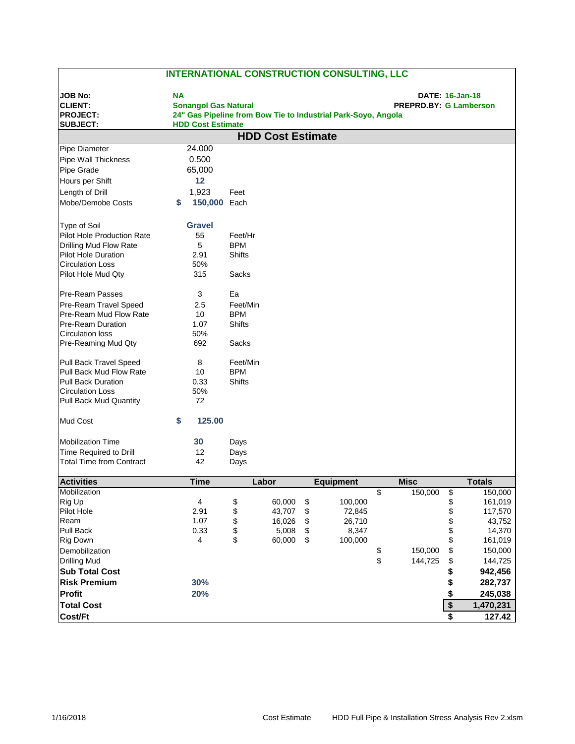# INTERNATIONAL CONSTRUCTION CONSULTING, LLC

| | | | |
|---|---|---|---|
| **JOB No:** | **NA** | **DATE:** | **16-Jan-18** |
| **CLIENT:** | **Sonangol Gas Natural** | **PREPRD.BY:** | **G Lamberson** |
| **PROJECT:** | **24" Gas Pipeline from Bow Tie to Industrial Park-Soyo, Angola** | | |
| **SUBJECT:** | **HDD Cost Estimate** | | |

## HDD Cost Estimate

| | | |
|---|---|---|
| Pipe Diameter | 24.000 | |
| Pipe Wall Thickness | 0.500 | |
| Pipe Grade | 65,000 | |
| Hours per Shift | **12** | |
| Length of Drill | 1,923 | Feet |
| Mobe/Demobe Costs | **$ 150,000** | Each |
| | | |
| Type of Soil | **Gravel** | |
| Pilot Hole Production Rate | 55 | Feet/Hr |
| Drilling Mud Flow Rate | 5 | BPM |
| Pilot Hole Duration | 2.91 | Shifts |
| Circulation Loss | 50% | |
| Pilot Hole Mud Qty | 315 | Sacks |
| | | |
| Pre-Ream Passes | 3 | Ea |
| Pre-Ream Travel Speed | 2.5 | Feet/Min |
| Pre-Ream Mud Flow Rate | 10 | BPM |
| Pre-Ream Duration | 1.07 | Shifts |
| Circulation loss | 50% | |
| Pre-Reaming Mud Qty | 692 | Sacks |
| | | |
| Pull Back Travel Speed | 8 | Feet/Min |
| Pull Back Mud Flow Rate | 10 | BPM |
| Pull Back Duration | 0.33 | Shifts |
| Circulation Loss | 50% | |
| Pull Back Mud Quantity | 72 | |
| | | |
| Mud Cost | **$ 125.00** | |
| | | |
| Mobilization Time | **30** | Days |
| Time Required to Drill | 12 | Days |
| Total Time from Contract | 42 | Days |

| Activities | Time | Labor | Equipment | Misc | Totals |
|---|---|---|---|---|---|
| Mobilization | | | | $ 150,000 | $ 150,000 |
| Rig Up | 4 | $ 60,000 | $ 100,000 | | $ 161,019 |
| Pilot Hole | 2.91 | $ 43,707 | $ 72,845 | | $ 117,570 |
| Ream | 1.07 | $ 16,026 | $ 26,710 | | $ 43,752 |
| Pull Back | 0.33 | $ 5,008 | $ 8,347 | | $ 14,370 |
| Rig Down | 4 | $ 60,000 | $ 100,000 | | $ 161,019 |
| Demobilization | | | | $ 150,000 | $ 150,000 |
| Drilling Mud | | | | $ 144,725 | $ 144,725 |
| **Sub Total Cost** | | | | | **$ 942,456** |
| **Risk Premium** | **30%** | | | | **$ 282,737** |
| **Profit** | **20%** | | | | **$ 245,038** |
| **Total Cost** | | | | | **$ 1,470,231** |
| **Cost/Ft** | | | | | **$ 127.42** |

1/16/2018 Cost Estimate HDD Full Pipe & Installation Stress Analysis Rev 2.xlsm